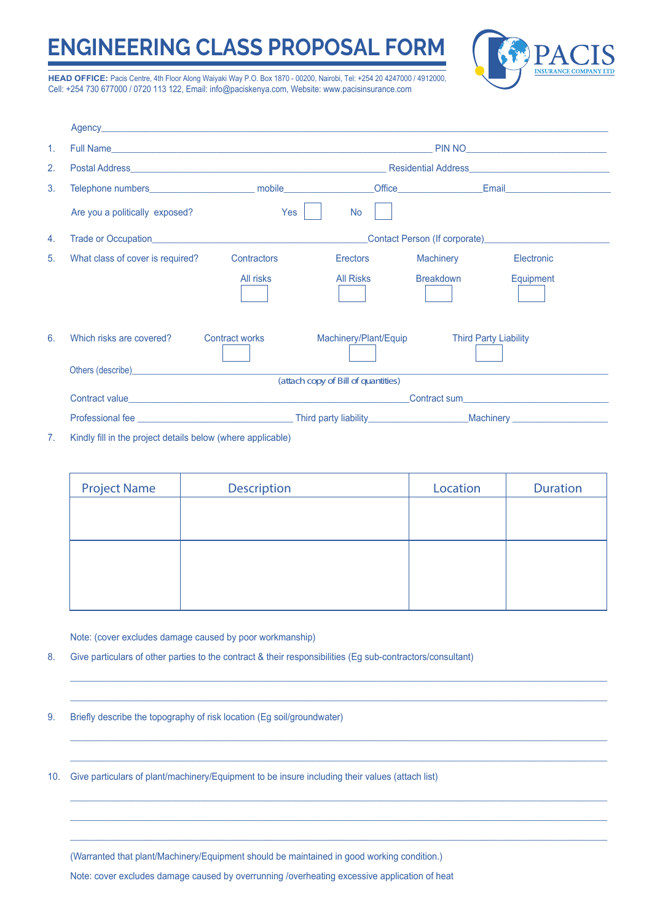# ENGINEERING CLASS PROPOSAL FORM

PACIS
INSURANCE COMPANY LTD

**HEAD OFFICE:** Pacis Centre, 4th Floor Along Waiyaki Way P.O. Box 1870 - 00200, Nairobi, Tel: +254 20 4247000 / 4912000, Cell: +254 730 677000 / 0720 113 122, Email: info@paciskenya.com, Website: www.pacisinsurance.com

Agency\_\_\_\_\_\_\_\_\_\_\_\_\_\_\_\_\_\_\_\_\_\_\_\_\_\_\_\_\_\_\_\_\_\_\_\_\_\_\_\_\_\_\_\_\_\_\_\_\_\_\_\_

1. Full Name\_\_\_\_\_\_\_\_\_\_\_\_\_\_\_\_\_\_\_\_\_\_\_\_\_\_\_\_\_\_\_\_\_\_\_\_\_\_ PIN NO\_\_\_\_\_\_\_\_\_\_\_\_\_\_\_\_\_\_\_\_
2. Postal Address\_\_\_\_\_\_\_\_\_\_\_\_\_\_\_\_\_\_\_\_\_\_\_\_\_\_\_\_\_\_ Residential Address\_\_\_\_\_\_\_\_\_\_\_\_\_\_\_\_\_\_\_\_
3. Telephone numbers\_\_\_\_\_\_\_\_\_\_\_\_\_\_ mobile\_\_\_\_\_\_\_\_\_\_\_\_\_\_ Office\_\_\_\_\_\_\_\_\_\_\_\_\_\_ Email\_\_\_\_\_\_\_\_\_\_\_\_\_\_

   Are you a politically exposed? Yes ☐ No ☐

4. Trade or Occupation\_\_\_\_\_\_\_\_\_\_\_\_\_\_\_\_\_\_\_\_\_\_\_\_\_\_\_\_ Contact Person (If corporate)\_\_\_\_\_\_\_\_\_\_\_\_\_\_\_\_\_\_\_\_
5. What class of cover is required? Contractors All risks ☐ Erectors All Risks ☐ Machinery Breakdown ☐ Electronic Equipment ☐
6. Which risks are covered? Contract works ☐ Machinery/Plant/Equip ☐ Third Party Liability ☐

   Others (describe)\_\_\_\_\_\_\_\_\_\_\_\_\_\_\_\_\_\_\_\_\_\_\_\_\_\_\_\_\_\_\_\_\_\_\_\_\_\_\_\_\_\_\_\_\_\_\_\_\_\_\_\_

   *(attach copy of Bill of quantities)*

   Contract value\_\_\_\_\_\_\_\_\_\_\_\_\_\_\_\_\_\_\_\_\_\_\_\_\_\_\_\_\_\_\_\_ Contract sum\_\_\_\_\_\_\_\_\_\_\_\_\_\_\_\_\_\_\_\_

   Professional fee \_\_\_\_\_\_\_\_\_\_\_\_\_\_\_\_\_\_\_\_ Third party liability\_\_\_\_\_\_\_\_\_\_\_\_\_\_\_\_ Machinery \_\_\_\_\_\_\_\_\_\_\_\_\_\_\_\_

7. Kindly fill in the project details below (where applicable)

| Project Name | Description | Location | Duration |
|---|---|---|---|
| | | | |
| | | | |

Note: (cover excludes damage caused by poor workmanship)

8. Give particulars of other parties to the contract & their responsibilities (Eg sub-contractors/consultant)

   \_\_\_\_\_\_\_\_\_\_\_\_\_\_\_\_\_\_\_\_\_\_\_\_\_\_\_\_\_\_\_\_\_\_\_\_\_\_\_\_\_\_\_\_\_\_\_\_\_\_\_\_\_\_\_\_\_\_\_\_

   \_\_\_\_\_\_\_\_\_\_\_\_\_\_\_\_\_\_\_\_\_\_\_\_\_\_\_\_\_\_\_\_\_\_\_\_\_\_\_\_\_\_\_\_\_\_\_\_\_\_\_\_\_\_\_\_\_\_\_\_

9. Briefly describe the topography of risk location (Eg soil/groundwater)

   \_\_\_\_\_\_\_\_\_\_\_\_\_\_\_\_\_\_\_\_\_\_\_\_\_\_\_\_\_\_\_\_\_\_\_\_\_\_\_\_\_\_\_\_\_\_\_\_\_\_\_\_\_\_\_\_\_\_\_\_

   \_\_\_\_\_\_\_\_\_\_\_\_\_\_\_\_\_\_\_\_\_\_\_\_\_\_\_\_\_\_\_\_\_\_\_\_\_\_\_\_\_\_\_\_\_\_\_\_\_\_\_\_\_\_\_\_\_\_\_\_

10. Give particulars of plant/machinery/Equipment to be insure including their values (attach list)

    \_\_\_\_\_\_\_\_\_\_\_\_\_\_\_\_\_\_\_\_\_\_\_\_\_\_\_\_\_\_\_\_\_\_\_\_\_\_\_\_\_\_\_\_\_\_\_\_\_\_\_\_\_\_\_\_\_\_\_\_

    \_\_\_\_\_\_\_\_\_\_\_\_\_\_\_\_\_\_\_\_\_\_\_\_\_\_\_\_\_\_\_\_\_\_\_\_\_\_\_\_\_\_\_\_\_\_\_\_\_\_\_\_\_\_\_\_\_\_\_\_

    \_\_\_\_\_\_\_\_\_\_\_\_\_\_\_\_\_\_\_\_\_\_\_\_\_\_\_\_\_\_\_\_\_\_\_\_\_\_\_\_\_\_\_\_\_\_\_\_\_\_\_\_\_\_\_\_\_\_\_\_

(Warranted that plant/Machinery/Equipment should be maintained in good working condition.)

Note: cover excludes damage caused by overrunning /overheating excessive application of heat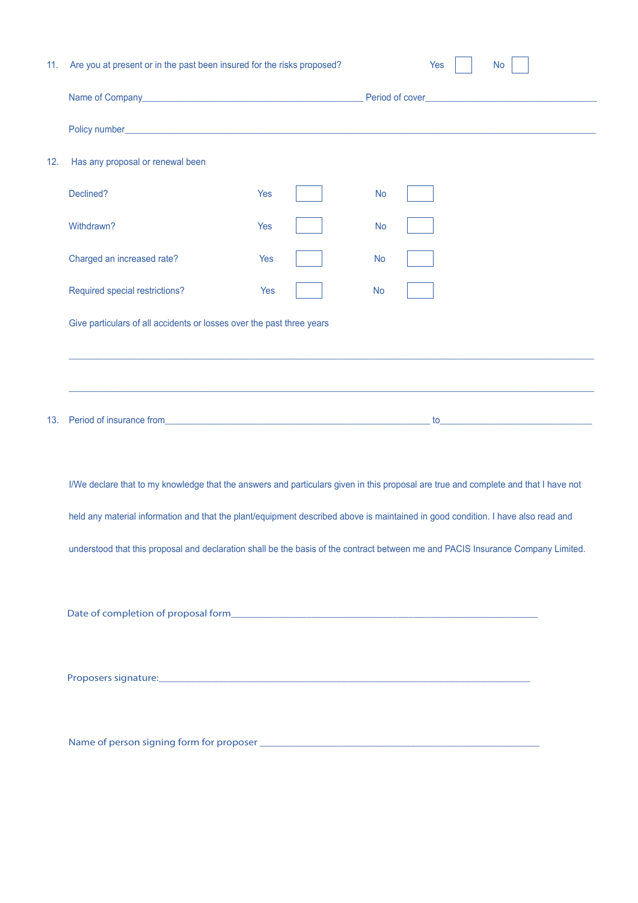11. Are you at present or in the past been insured for the risks proposed? Yes ☐ No ☐

Name of Company\_\_\_\_\_\_\_\_\_\_\_\_\_\_\_\_\_\_\_\_\_\_\_\_\_\_\_\_\_\_\_\_ Period of cover\_\_\_\_\_\_\_\_\_\_\_\_\_\_\_\_\_\_\_\_\_\_\_\_\_\_\_\_\_\_\_\_

Policy number\_\_\_\_\_\_\_\_\_\_\_\_\_\_\_\_\_\_\_\_\_\_\_\_\_\_\_\_\_\_\_\_\_\_\_\_\_\_\_\_\_\_\_\_\_\_\_\_\_\_\_\_\_\_\_\_\_\_\_\_

12. Has any proposal or renewal been

| | | | | |
|---|---|---|---|---|
| Declined? | Yes | ☐ | No | ☐ |
| Withdrawn? | Yes | ☐ | No | ☐ |
| Charged an increased rate? | Yes | ☐ | No | ☐ |
| Required special restrictions? | Yes | ☐ | No | ☐ |

Give particulars of all accidents or losses over the past three years

\_\_\_\_\_\_\_\_\_\_\_\_\_\_\_\_\_\_\_\_\_\_\_\_\_\_\_\_\_\_\_\_\_\_\_\_\_\_\_\_\_\_\_\_\_\_\_\_\_\_\_\_\_\_\_\_\_\_\_\_\_\_\_\_\_\_\_\_\_\_

\_\_\_\_\_\_\_\_\_\_\_\_\_\_\_\_\_\_\_\_\_\_\_\_\_\_\_\_\_\_\_\_\_\_\_\_\_\_\_\_\_\_\_\_\_\_\_\_\_\_\_\_\_\_\_\_\_\_\_\_\_\_\_\_\_\_\_\_\_\_

13. Period of insurance from\_\_\_\_\_\_\_\_\_\_\_\_\_\_\_\_\_\_\_\_\_\_\_\_\_\_\_\_\_\_\_\_\_\_\_\_\_\_ to\_\_\_\_\_\_\_\_\_\_\_\_\_\_\_\_\_\_\_\_\_\_\_\_\_\_

I/We declare that to my knowledge that the answers and particulars given in this proposal are true and complete and that I have not held any material information and that the plant/equipment described above is maintained in good condition. I have also read and understood that this proposal and declaration shall be the basis of the contract between me and PACIS Insurance Company Limited.

Date of completion of proposal form\_\_\_\_\_\_\_\_\_\_\_\_\_\_\_\_\_\_\_\_\_\_\_\_\_\_\_\_\_\_\_\_\_\_\_\_\_\_\_\_\_\_\_\_\_\_\_\_

Proposers signature:\_\_\_\_\_\_\_\_\_\_\_\_\_\_\_\_\_\_\_\_\_\_\_\_\_\_\_\_\_\_\_\_\_\_\_\_\_\_\_\_\_\_\_\_\_\_\_\_\_\_\_\_\_\_\_\_\_

Name of person signing form for proposer \_\_\_\_\_\_\_\_\_\_\_\_\_\_\_\_\_\_\_\_\_\_\_\_\_\_\_\_\_\_\_\_\_\_\_\_\_\_\_\_\_\_\_\_